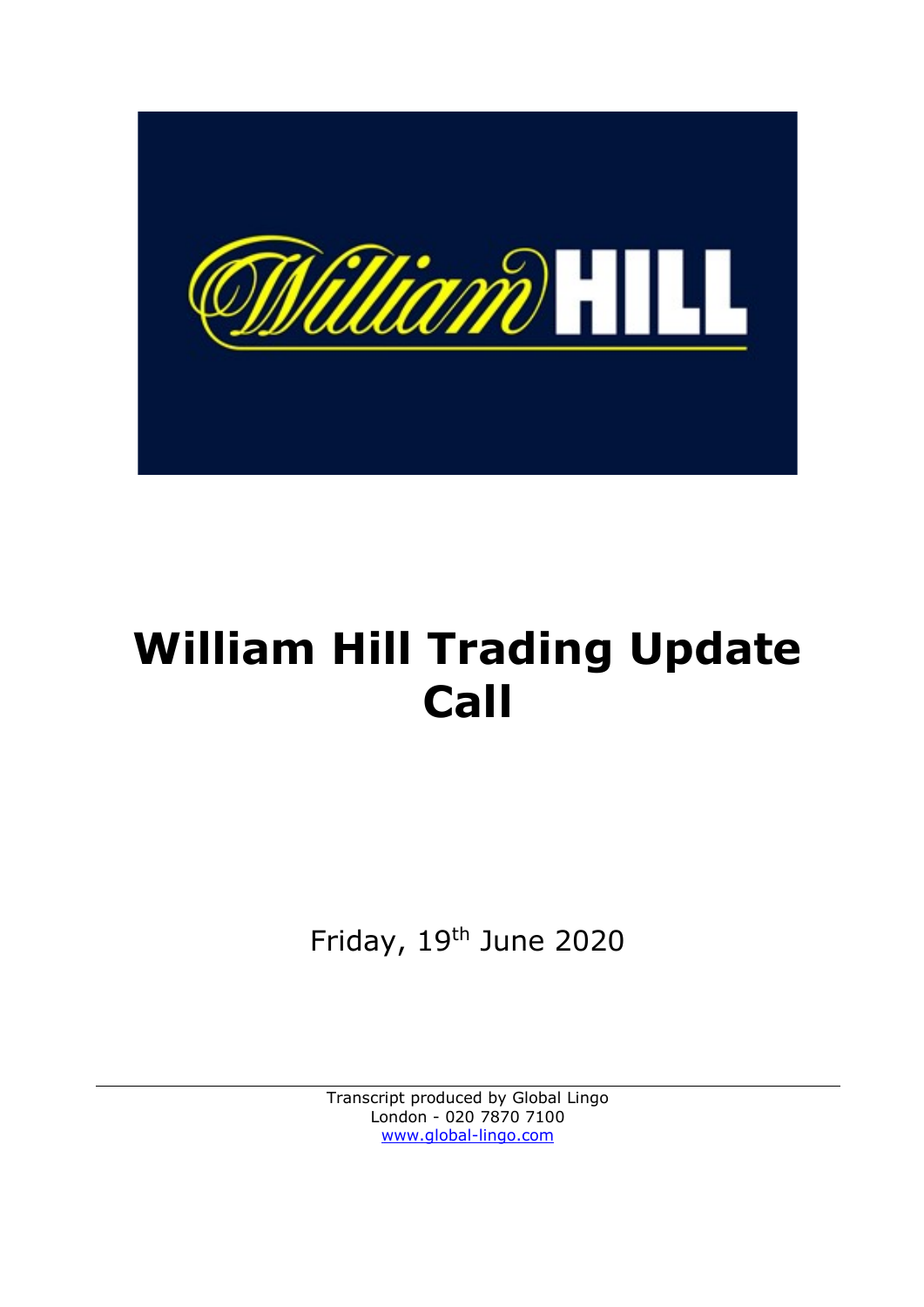# William Hill Trading Update Call

Friday, 19th June 2020

Transcript produced by Global Lingo
London - 020 7870 7100
www.global-lingo.com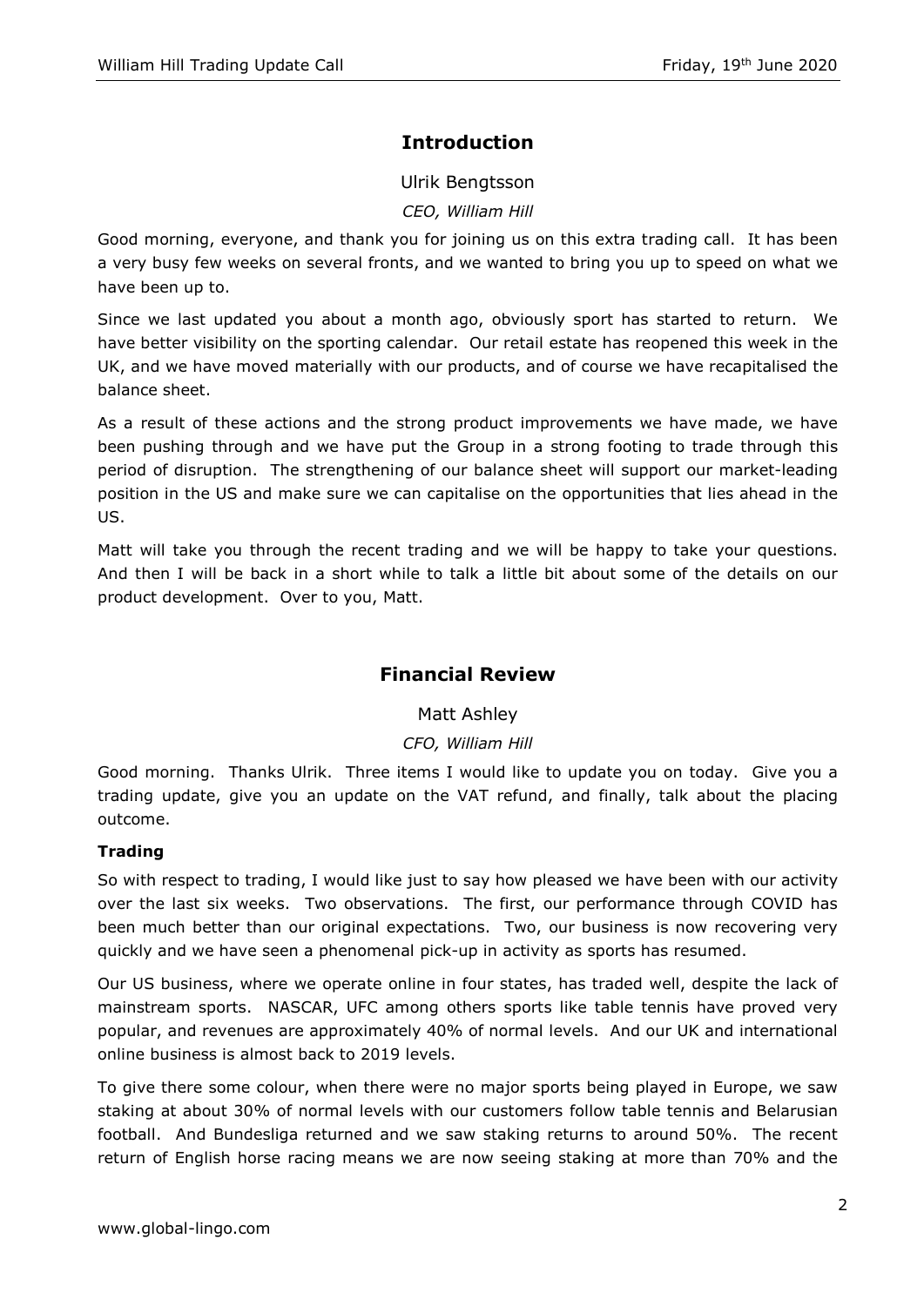## Introduction

Ulrik Bengtsson

*CEO, William Hill*

Good morning, everyone, and thank you for joining us on this extra trading call. It has been a very busy few weeks on several fronts, and we wanted to bring you up to speed on what we have been up to.

Since we last updated you about a month ago, obviously sport has started to return. We have better visibility on the sporting calendar. Our retail estate has reopened this week in the UK, and we have moved materially with our products, and of course we have recapitalised the balance sheet.

As a result of these actions and the strong product improvements we have made, we have been pushing through and we have put the Group in a strong footing to trade through this period of disruption. The strengthening of our balance sheet will support our market-leading position in the US and make sure we can capitalise on the opportunities that lies ahead in the US.

Matt will take you through the recent trading and we will be happy to take your questions. And then I will be back in a short while to talk a little bit about some of the details on our product development. Over to you, Matt.

## Financial Review

Matt Ashley

*CFO, William Hill*

Good morning. Thanks Ulrik. Three items I would like to update you on today. Give you a trading update, give you an update on the VAT refund, and finally, talk about the placing outcome.

### Trading

So with respect to trading, I would like just to say how pleased we have been with our activity over the last six weeks. Two observations. The first, our performance through COVID has been much better than our original expectations. Two, our business is now recovering very quickly and we have seen a phenomenal pick-up in activity as sports has resumed.

Our US business, where we operate online in four states, has traded well, despite the lack of mainstream sports. NASCAR, UFC among others sports like table tennis have proved very popular, and revenues are approximately 40% of normal levels. And our UK and international online business is almost back to 2019 levels.

To give there some colour, when there were no major sports being played in Europe, we saw staking at about 30% of normal levels with our customers follow table tennis and Belarusian football. And Bundesliga returned and we saw staking returns to around 50%. The recent return of English horse racing means we are now seeing staking at more than 70% and the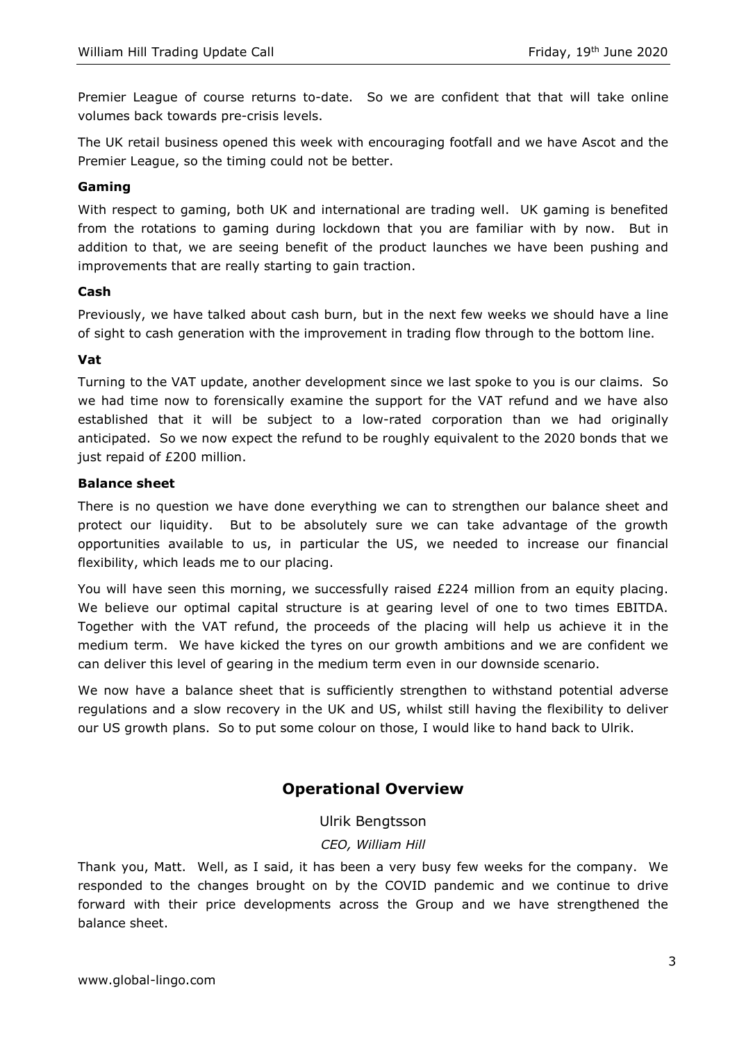Premier League of course returns to-date. So we are confident that that will take online volumes back towards pre-crisis levels.

The UK retail business opened this week with encouraging footfall and we have Ascot and the Premier League, so the timing could not be better.

**Gaming**

With respect to gaming, both UK and international are trading well. UK gaming is benefited from the rotations to gaming during lockdown that you are familiar with by now. But in addition to that, we are seeing benefit of the product launches we have been pushing and improvements that are really starting to gain traction.

**Cash**

Previously, we have talked about cash burn, but in the next few weeks we should have a line of sight to cash generation with the improvement in trading flow through to the bottom line.

**Vat**

Turning to the VAT update, another development since we last spoke to you is our claims. So we had time now to forensically examine the support for the VAT refund and we have also established that it will be subject to a low-rated corporation than we had originally anticipated. So we now expect the refund to be roughly equivalent to the 2020 bonds that we just repaid of £200 million.

**Balance sheet**

There is no question we have done everything we can to strengthen our balance sheet and protect our liquidity. But to be absolutely sure we can take advantage of the growth opportunities available to us, in particular the US, we needed to increase our financial flexibility, which leads me to our placing.

You will have seen this morning, we successfully raised £224 million from an equity placing. We believe our optimal capital structure is at gearing level of one to two times EBITDA. Together with the VAT refund, the proceeds of the placing will help us achieve it in the medium term. We have kicked the tyres on our growth ambitions and we are confident we can deliver this level of gearing in the medium term even in our downside scenario.

We now have a balance sheet that is sufficiently strengthen to withstand potential adverse regulations and a slow recovery in the UK and US, whilst still having the flexibility to deliver our US growth plans. So to put some colour on those, I would like to hand back to Ulrik.

## Operational Overview

Ulrik Bengtsson

*CEO, William Hill*

Thank you, Matt. Well, as I said, it has been a very busy few weeks for the company. We responded to the changes brought on by the COVID pandemic and we continue to drive forward with their price developments across the Group and we have strengthened the balance sheet.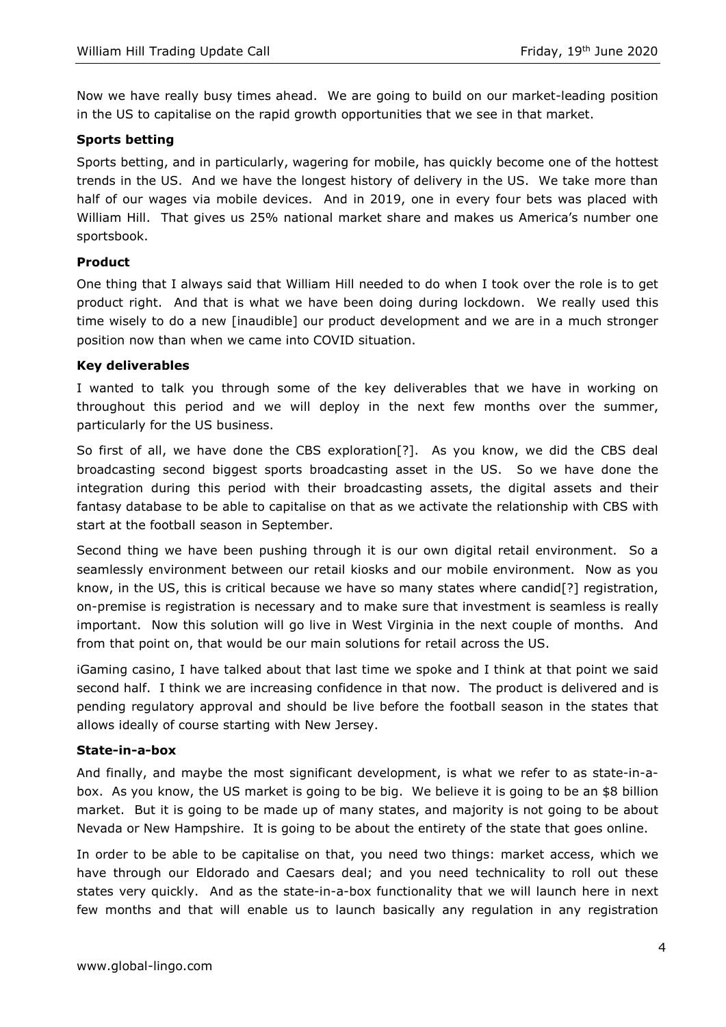Now we have really busy times ahead. We are going to build on our market-leading position in the US to capitalise on the rapid growth opportunities that we see in that market.

**Sports betting**

Sports betting, and in particularly, wagering for mobile, has quickly become one of the hottest trends in the US. And we have the longest history of delivery in the US. We take more than half of our wages via mobile devices. And in 2019, one in every four bets was placed with William Hill. That gives us 25% national market share and makes us America's number one sportsbook.

**Product**

One thing that I always said that William Hill needed to do when I took over the role is to get product right. And that is what we have been doing during lockdown. We really used this time wisely to do a new [inaudible] our product development and we are in a much stronger position now than when we came into COVID situation.

**Key deliverables**

I wanted to talk you through some of the key deliverables that we have in working on throughout this period and we will deploy in the next few months over the summer, particularly for the US business.

So first of all, we have done the CBS exploration[?]. As you know, we did the CBS deal broadcasting second biggest sports broadcasting asset in the US. So we have done the integration during this period with their broadcasting assets, the digital assets and their fantasy database to be able to capitalise on that as we activate the relationship with CBS with start at the football season in September.

Second thing we have been pushing through it is our own digital retail environment. So a seamlessly environment between our retail kiosks and our mobile environment. Now as you know, in the US, this is critical because we have so many states where candid[?] registration, on-premise is registration is necessary and to make sure that investment is seamless is really important. Now this solution will go live in West Virginia in the next couple of months. And from that point on, that would be our main solutions for retail across the US.

iGaming casino, I have talked about that last time we spoke and I think at that point we said second half. I think we are increasing confidence in that now. The product is delivered and is pending regulatory approval and should be live before the football season in the states that allows ideally of course starting with New Jersey.

**State-in-a-box**

And finally, and maybe the most significant development, is what we refer to as state-in-a-box. As you know, the US market is going to be big. We believe it is going to be an $8 billion market. But it is going to be made up of many states, and majority is not going to be about Nevada or New Hampshire. It is going to be about the entirety of the state that goes online.

In order to be able to be capitalise on that, you need two things: market access, which we have through our Eldorado and Caesars deal; and you need technicality to roll out these states very quickly. And as the state-in-a-box functionality that we will launch here in next few months and that will enable us to launch basically any regulation in any registration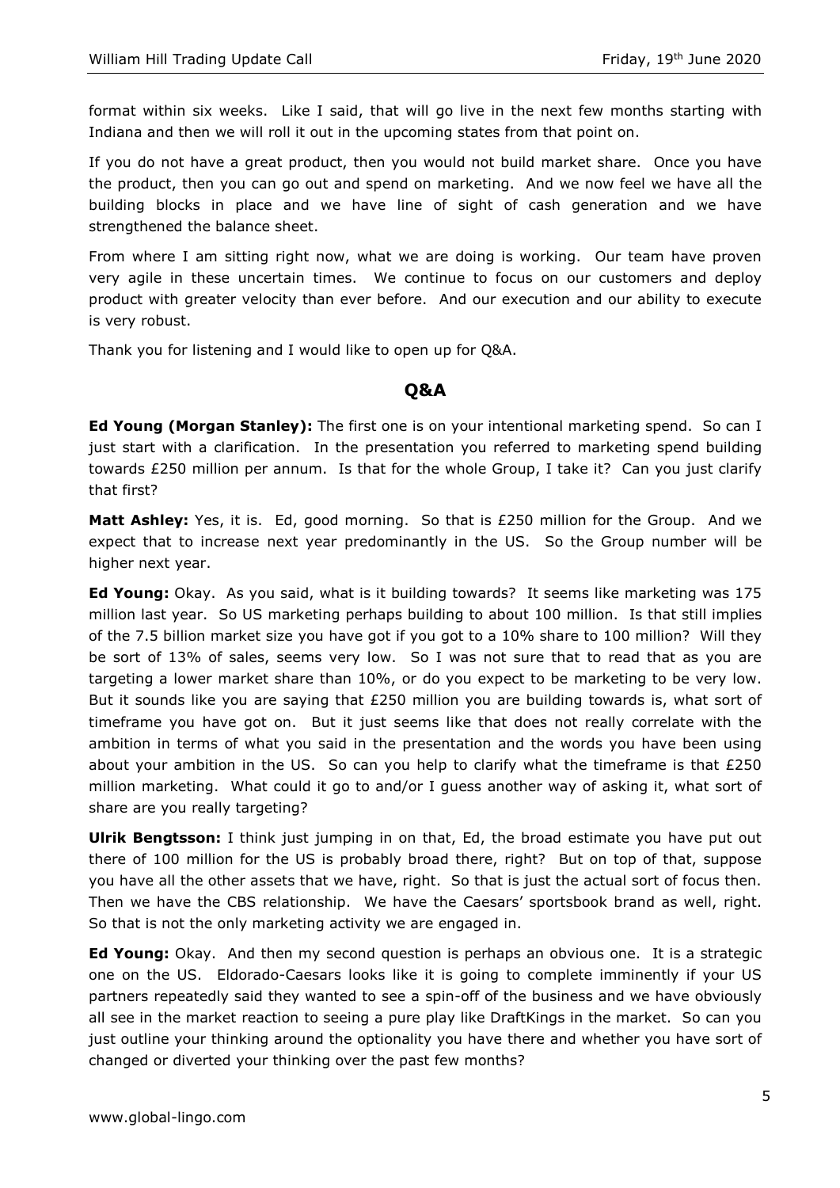format within six weeks. Like I said, that will go live in the next few months starting with Indiana and then we will roll it out in the upcoming states from that point on.

If you do not have a great product, then you would not build market share. Once you have the product, then you can go out and spend on marketing. And we now feel we have all the building blocks in place and we have line of sight of cash generation and we have strengthened the balance sheet.

From where I am sitting right now, what we are doing is working. Our team have proven very agile in these uncertain times. We continue to focus on our customers and deploy product with greater velocity than ever before. And our execution and our ability to execute is very robust.

Thank you for listening and I would like to open up for Q&A.

## Q&A

**Ed Young (Morgan Stanley):** The first one is on your intentional marketing spend. So can I just start with a clarification. In the presentation you referred to marketing spend building towards £250 million per annum. Is that for the whole Group, I take it? Can you just clarify that first?

**Matt Ashley:** Yes, it is. Ed, good morning. So that is £250 million for the Group. And we expect that to increase next year predominantly in the US. So the Group number will be higher next year.

**Ed Young:** Okay. As you said, what is it building towards? It seems like marketing was 175 million last year. So US marketing perhaps building to about 100 million. Is that still implies of the 7.5 billion market size you have got if you got to a 10% share to 100 million? Will they be sort of 13% of sales, seems very low. So I was not sure that to read that as you are targeting a lower market share than 10%, or do you expect to be marketing to be very low. But it sounds like you are saying that £250 million you are building towards is, what sort of timeframe you have got on. But it just seems like that does not really correlate with the ambition in terms of what you said in the presentation and the words you have been using about your ambition in the US. So can you help to clarify what the timeframe is that £250 million marketing. What could it go to and/or I guess another way of asking it, what sort of share are you really targeting?

**Ulrik Bengtsson:** I think just jumping in on that, Ed, the broad estimate you have put out there of 100 million for the US is probably broad there, right? But on top of that, suppose you have all the other assets that we have, right. So that is just the actual sort of focus then. Then we have the CBS relationship. We have the Caesars' sportsbook brand as well, right. So that is not the only marketing activity we are engaged in.

**Ed Young:** Okay. And then my second question is perhaps an obvious one. It is a strategic one on the US. Eldorado-Caesars looks like it is going to complete imminently if your US partners repeatedly said they wanted to see a spin-off of the business and we have obviously all see in the market reaction to seeing a pure play like DraftKings in the market. So can you just outline your thinking around the optionality you have there and whether you have sort of changed or diverted your thinking over the past few months?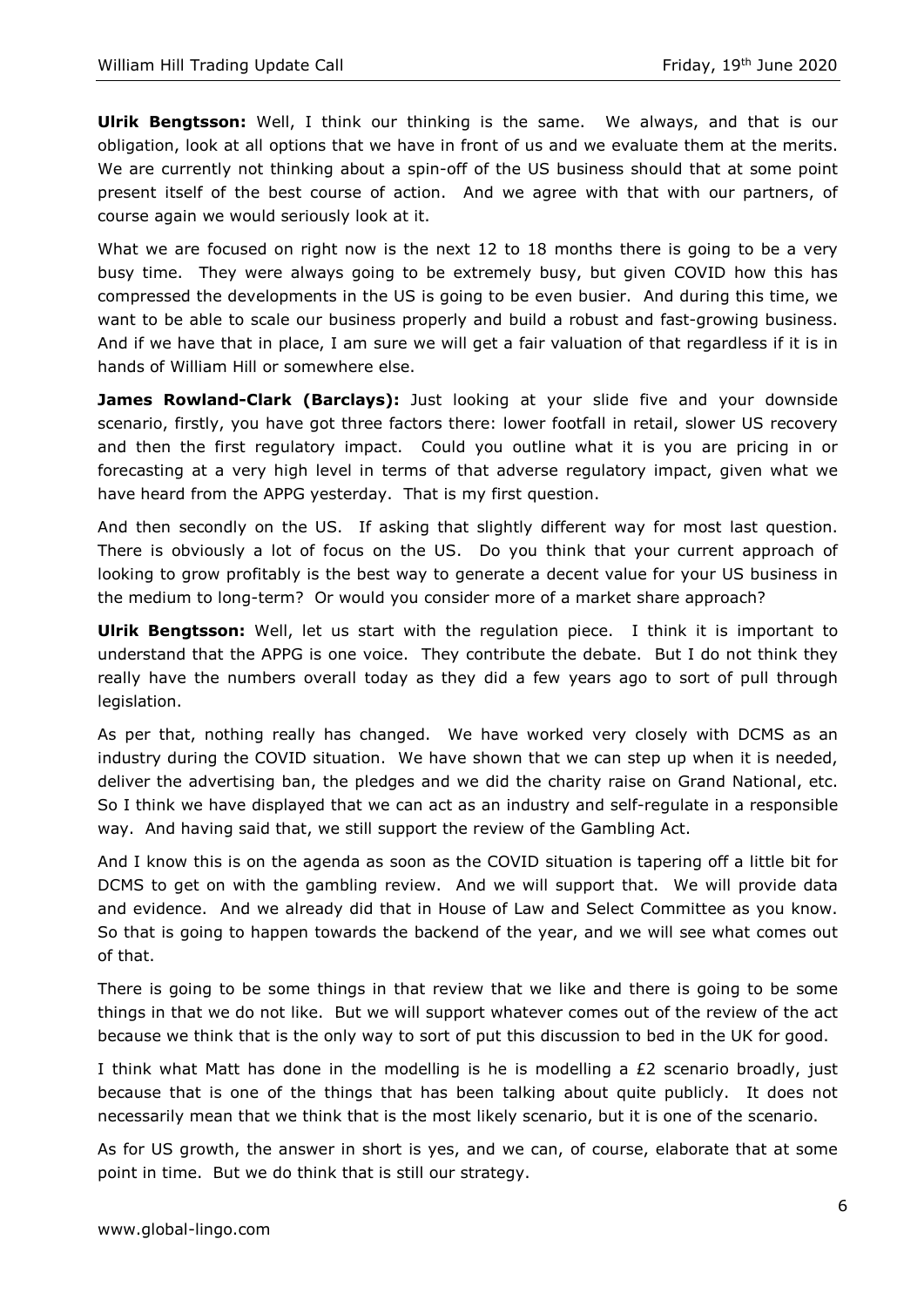**Ulrik Bengtsson:** Well, I think our thinking is the same. We always, and that is our obligation, look at all options that we have in front of us and we evaluate them at the merits. We are currently not thinking about a spin-off of the US business should that at some point present itself of the best course of action. And we agree with that with our partners, of course again we would seriously look at it.

What we are focused on right now is the next 12 to 18 months there is going to be a very busy time. They were always going to be extremely busy, but given COVID how this has compressed the developments in the US is going to be even busier. And during this time, we want to be able to scale our business properly and build a robust and fast-growing business. And if we have that in place, I am sure we will get a fair valuation of that regardless if it is in hands of William Hill or somewhere else.

**James Rowland-Clark (Barclays):** Just looking at your slide five and your downside scenario, firstly, you have got three factors there: lower footfall in retail, slower US recovery and then the first regulatory impact. Could you outline what it is you are pricing in or forecasting at a very high level in terms of that adverse regulatory impact, given what we have heard from the APPG yesterday. That is my first question.

And then secondly on the US. If asking that slightly different way for most last question. There is obviously a lot of focus on the US. Do you think that your current approach of looking to grow profitably is the best way to generate a decent value for your US business in the medium to long-term? Or would you consider more of a market share approach?

**Ulrik Bengtsson:** Well, let us start with the regulation piece. I think it is important to understand that the APPG is one voice. They contribute the debate. But I do not think they really have the numbers overall today as they did a few years ago to sort of pull through legislation.

As per that, nothing really has changed. We have worked very closely with DCMS as an industry during the COVID situation. We have shown that we can step up when it is needed, deliver the advertising ban, the pledges and we did the charity raise on Grand National, etc. So I think we have displayed that we can act as an industry and self-regulate in a responsible way. And having said that, we still support the review of the Gambling Act.

And I know this is on the agenda as soon as the COVID situation is tapering off a little bit for DCMS to get on with the gambling review. And we will support that. We will provide data and evidence. And we already did that in House of Law and Select Committee as you know. So that is going to happen towards the backend of the year, and we will see what comes out of that.

There is going to be some things in that review that we like and there is going to be some things in that we do not like. But we will support whatever comes out of the review of the act because we think that is the only way to sort of put this discussion to bed in the UK for good.

I think what Matt has done in the modelling is he is modelling a £2 scenario broadly, just because that is one of the things that has been talking about quite publicly. It does not necessarily mean that we think that is the most likely scenario, but it is one of the scenario.

As for US growth, the answer in short is yes, and we can, of course, elaborate that at some point in time. But we do think that is still our strategy.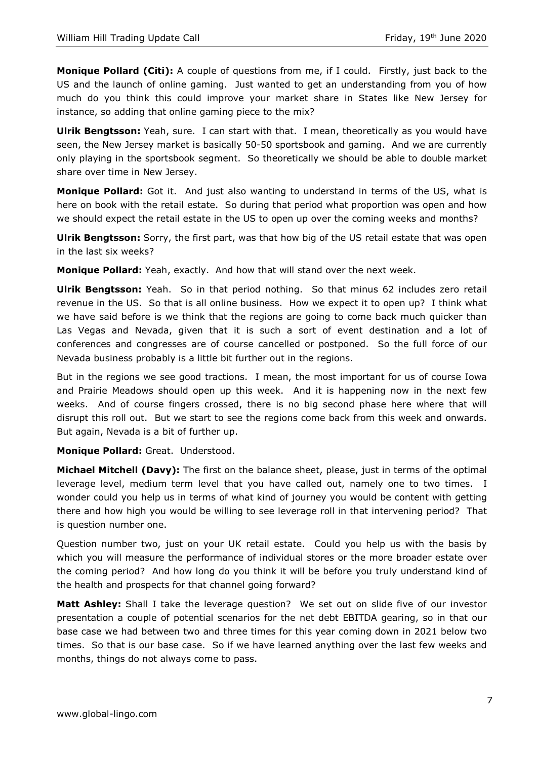**Monique Pollard (Citi):** A couple of questions from me, if I could. Firstly, just back to the US and the launch of online gaming. Just wanted to get an understanding from you of how much do you think this could improve your market share in States like New Jersey for instance, so adding that online gaming piece to the mix?

**Ulrik Bengtsson:** Yeah, sure. I can start with that. I mean, theoretically as you would have seen, the New Jersey market is basically 50-50 sportsbook and gaming. And we are currently only playing in the sportsbook segment. So theoretically we should be able to double market share over time in New Jersey.

**Monique Pollard:** Got it. And just also wanting to understand in terms of the US, what is here on book with the retail estate. So during that period what proportion was open and how we should expect the retail estate in the US to open up over the coming weeks and months?

**Ulrik Bengtsson:** Sorry, the first part, was that how big of the US retail estate that was open in the last six weeks?

**Monique Pollard:** Yeah, exactly. And how that will stand over the next week.

**Ulrik Bengtsson:** Yeah. So in that period nothing. So that minus 62 includes zero retail revenue in the US. So that is all online business. How we expect it to open up? I think what we have said before is we think that the regions are going to come back much quicker than Las Vegas and Nevada, given that it is such a sort of event destination and a lot of conferences and congresses are of course cancelled or postponed. So the full force of our Nevada business probably is a little bit further out in the regions.

But in the regions we see good tractions. I mean, the most important for us of course Iowa and Prairie Meadows should open up this week. And it is happening now in the next few weeks. And of course fingers crossed, there is no big second phase here where that will disrupt this roll out. But we start to see the regions come back from this week and onwards. But again, Nevada is a bit of further up.

**Monique Pollard:** Great. Understood.

**Michael Mitchell (Davy):** The first on the balance sheet, please, just in terms of the optimal leverage level, medium term level that you have called out, namely one to two times. I wonder could you help us in terms of what kind of journey you would be content with getting there and how high you would be willing to see leverage roll in that intervening period? That is question number one.

Question number two, just on your UK retail estate. Could you help us with the basis by which you will measure the performance of individual stores or the more broader estate over the coming period? And how long do you think it will be before you truly understand kind of the health and prospects for that channel going forward?

**Matt Ashley:** Shall I take the leverage question? We set out on slide five of our investor presentation a couple of potential scenarios for the net debt EBITDA gearing, so in that our base case we had between two and three times for this year coming down in 2021 below two times. So that is our base case. So if we have learned anything over the last few weeks and months, things do not always come to pass.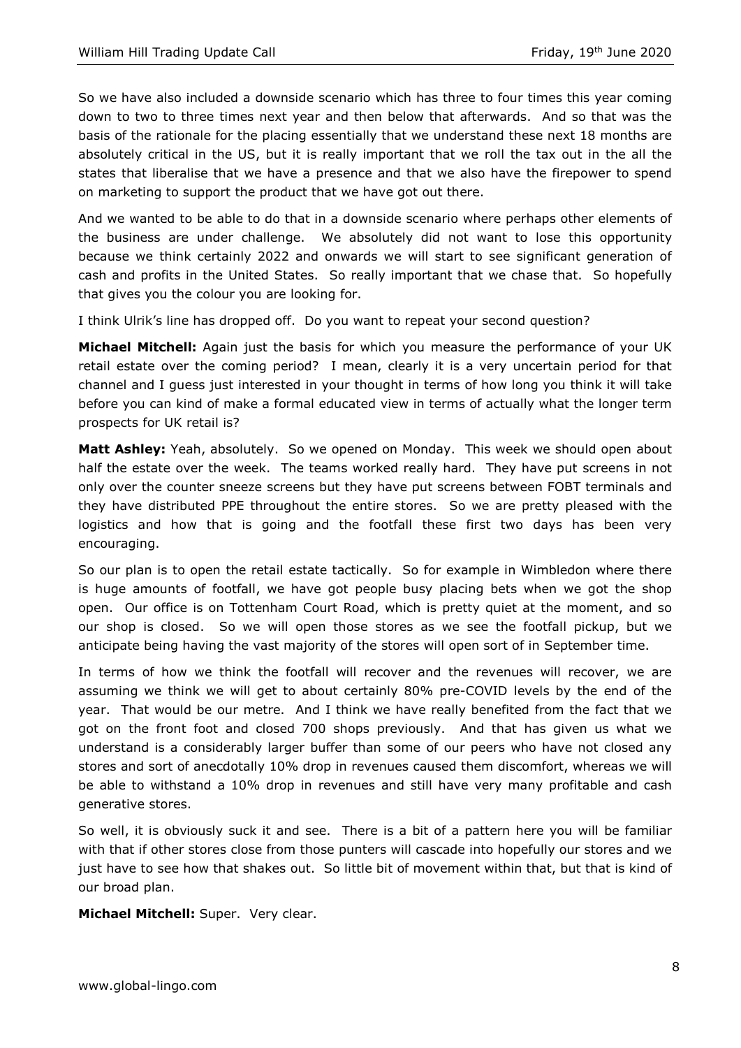So we have also included a downside scenario which has three to four times this year coming down to two to three times next year and then below that afterwards. And so that was the basis of the rationale for the placing essentially that we understand these next 18 months are absolutely critical in the US, but it is really important that we roll the tax out in the all the states that liberalise that we have a presence and that we also have the firepower to spend on marketing to support the product that we have got out there.

And we wanted to be able to do that in a downside scenario where perhaps other elements of the business are under challenge. We absolutely did not want to lose this opportunity because we think certainly 2022 and onwards we will start to see significant generation of cash and profits in the United States. So really important that we chase that. So hopefully that gives you the colour you are looking for.

I think Ulrik's line has dropped off. Do you want to repeat your second question?

**Michael Mitchell:** Again just the basis for which you measure the performance of your UK retail estate over the coming period? I mean, clearly it is a very uncertain period for that channel and I guess just interested in your thought in terms of how long you think it will take before you can kind of make a formal educated view in terms of actually what the longer term prospects for UK retail is?

**Matt Ashley:** Yeah, absolutely. So we opened on Monday. This week we should open about half the estate over the week. The teams worked really hard. They have put screens in not only over the counter sneeze screens but they have put screens between FOBT terminals and they have distributed PPE throughout the entire stores. So we are pretty pleased with the logistics and how that is going and the footfall these first two days has been very encouraging.

So our plan is to open the retail estate tactically. So for example in Wimbledon where there is huge amounts of footfall, we have got people busy placing bets when we got the shop open. Our office is on Tottenham Court Road, which is pretty quiet at the moment, and so our shop is closed. So we will open those stores as we see the footfall pickup, but we anticipate being having the vast majority of the stores will open sort of in September time.

In terms of how we think the footfall will recover and the revenues will recover, we are assuming we think we will get to about certainly 80% pre-COVID levels by the end of the year. That would be our metre. And I think we have really benefited from the fact that we got on the front foot and closed 700 shops previously. And that has given us what we understand is a considerably larger buffer than some of our peers who have not closed any stores and sort of anecdotally 10% drop in revenues caused them discomfort, whereas we will be able to withstand a 10% drop in revenues and still have very many profitable and cash generative stores.

So well, it is obviously suck it and see. There is a bit of a pattern here you will be familiar with that if other stores close from those punters will cascade into hopefully our stores and we just have to see how that shakes out. So little bit of movement within that, but that is kind of our broad plan.

**Michael Mitchell:** Super. Very clear.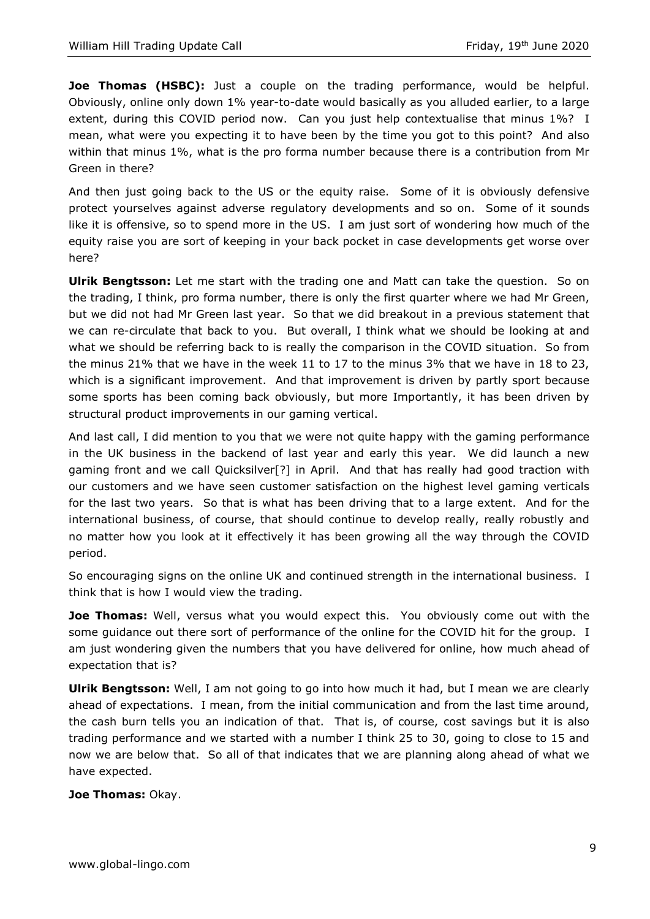**Joe Thomas (HSBC):** Just a couple on the trading performance, would be helpful. Obviously, online only down 1% year-to-date would basically as you alluded earlier, to a large extent, during this COVID period now. Can you just help contextualise that minus 1%? I mean, what were you expecting it to have been by the time you got to this point? And also within that minus 1%, what is the pro forma number because there is a contribution from Mr Green in there?

And then just going back to the US or the equity raise. Some of it is obviously defensive protect yourselves against adverse regulatory developments and so on. Some of it sounds like it is offensive, so to spend more in the US. I am just sort of wondering how much of the equity raise you are sort of keeping in your back pocket in case developments get worse over here?

**Ulrik Bengtsson:** Let me start with the trading one and Matt can take the question. So on the trading, I think, pro forma number, there is only the first quarter where we had Mr Green, but we did not had Mr Green last year. So that we did breakout in a previous statement that we can re-circulate that back to you. But overall, I think what we should be looking at and what we should be referring back to is really the comparison in the COVID situation. So from the minus 21% that we have in the week 11 to 17 to the minus 3% that we have in 18 to 23, which is a significant improvement. And that improvement is driven by partly sport because some sports has been coming back obviously, but more Importantly, it has been driven by structural product improvements in our gaming vertical.

And last call, I did mention to you that we were not quite happy with the gaming performance in the UK business in the backend of last year and early this year. We did launch a new gaming front and we call Quicksilver[?] in April. And that has really had good traction with our customers and we have seen customer satisfaction on the highest level gaming verticals for the last two years. So that is what has been driving that to a large extent. And for the international business, of course, that should continue to develop really, really robustly and no matter how you look at it effectively it has been growing all the way through the COVID period.

So encouraging signs on the online UK and continued strength in the international business. I think that is how I would view the trading.

**Joe Thomas:** Well, versus what you would expect this. You obviously come out with the some guidance out there sort of performance of the online for the COVID hit for the group. I am just wondering given the numbers that you have delivered for online, how much ahead of expectation that is?

**Ulrik Bengtsson:** Well, I am not going to go into how much it had, but I mean we are clearly ahead of expectations. I mean, from the initial communication and from the last time around, the cash burn tells you an indication of that. That is, of course, cost savings but it is also trading performance and we started with a number I think 25 to 30, going to close to 15 and now we are below that. So all of that indicates that we are planning along ahead of what we have expected.

**Joe Thomas:** Okay.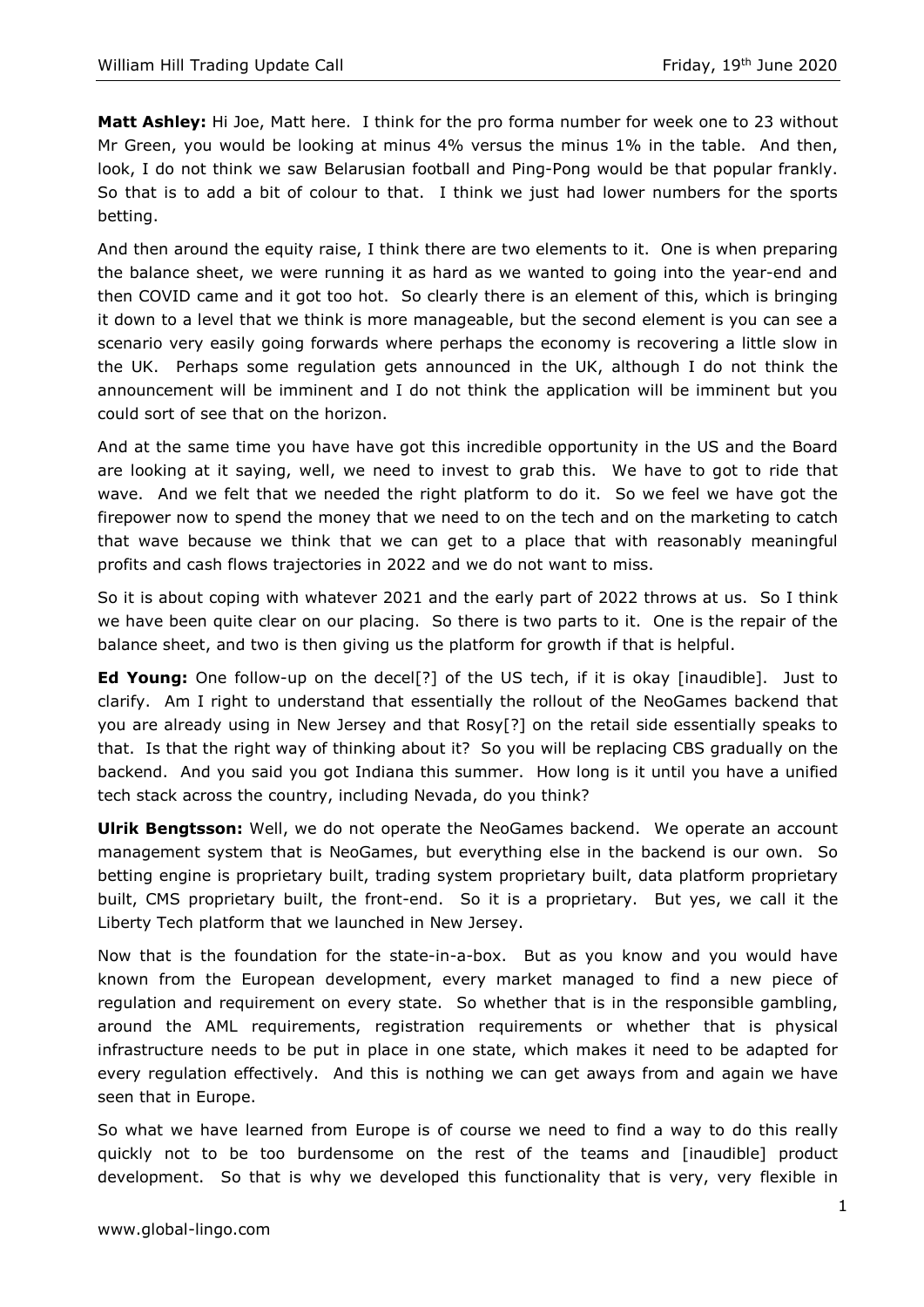**Matt Ashley:** Hi Joe, Matt here. I think for the pro forma number for week one to 23 without Mr Green, you would be looking at minus 4% versus the minus 1% in the table. And then, look, I do not think we saw Belarusian football and Ping-Pong would be that popular frankly. So that is to add a bit of colour to that. I think we just had lower numbers for the sports betting.

And then around the equity raise, I think there are two elements to it. One is when preparing the balance sheet, we were running it as hard as we wanted to going into the year-end and then COVID came and it got too hot. So clearly there is an element of this, which is bringing it down to a level that we think is more manageable, but the second element is you can see a scenario very easily going forwards where perhaps the economy is recovering a little slow in the UK. Perhaps some regulation gets announced in the UK, although I do not think the announcement will be imminent and I do not think the application will be imminent but you could sort of see that on the horizon.

And at the same time you have have got this incredible opportunity in the US and the Board are looking at it saying, well, we need to invest to grab this. We have to got to ride that wave. And we felt that we needed the right platform to do it. So we feel we have got the firepower now to spend the money that we need to on the tech and on the marketing to catch that wave because we think that we can get to a place that with reasonably meaningful profits and cash flows trajectories in 2022 and we do not want to miss.

So it is about coping with whatever 2021 and the early part of 2022 throws at us. So I think we have been quite clear on our placing. So there is two parts to it. One is the repair of the balance sheet, and two is then giving us the platform for growth if that is helpful.

**Ed Young:** One follow-up on the decel[?] of the US tech, if it is okay [inaudible]. Just to clarify. Am I right to understand that essentially the rollout of the NeoGames backend that you are already using in New Jersey and that Rosy[?] on the retail side essentially speaks to that. Is that the right way of thinking about it? So you will be replacing CBS gradually on the backend. And you said you got Indiana this summer. How long is it until you have a unified tech stack across the country, including Nevada, do you think?

**Ulrik Bengtsson:** Well, we do not operate the NeoGames backend. We operate an account management system that is NeoGames, but everything else in the backend is our own. So betting engine is proprietary built, trading system proprietary built, data platform proprietary built, CMS proprietary built, the front-end. So it is a proprietary. But yes, we call it the Liberty Tech platform that we launched in New Jersey.

Now that is the foundation for the state-in-a-box. But as you know and you would have known from the European development, every market managed to find a new piece of regulation and requirement on every state. So whether that is in the responsible gambling, around the AML requirements, registration requirements or whether that is physical infrastructure needs to be put in place in one state, which makes it need to be adapted for every regulation effectively. And this is nothing we can get aways from and again we have seen that in Europe.

So what we have learned from Europe is of course we need to find a way to do this really quickly not to be too burdensome on the rest of the teams and [inaudible] product development. So that is why we developed this functionality that is very, very flexible in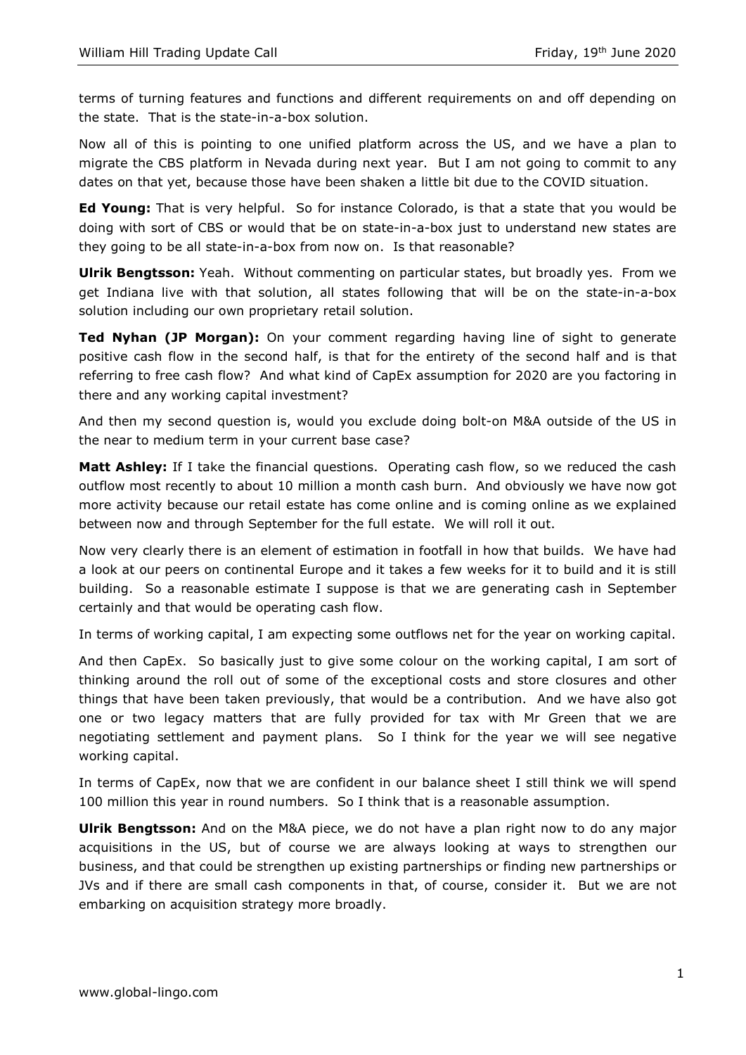terms of turning features and functions and different requirements on and off depending on the state. That is the state-in-a-box solution.

Now all of this is pointing to one unified platform across the US, and we have a plan to migrate the CBS platform in Nevada during next year. But I am not going to commit to any dates on that yet, because those have been shaken a little bit due to the COVID situation.

**Ed Young:** That is very helpful. So for instance Colorado, is that a state that you would be doing with sort of CBS or would that be on state-in-a-box just to understand new states are they going to be all state-in-a-box from now on. Is that reasonable?

**Ulrik Bengtsson:** Yeah. Without commenting on particular states, but broadly yes. From we get Indiana live with that solution, all states following that will be on the state-in-a-box solution including our own proprietary retail solution.

**Ted Nyhan (JP Morgan):** On your comment regarding having line of sight to generate positive cash flow in the second half, is that for the entirety of the second half and is that referring to free cash flow? And what kind of CapEx assumption for 2020 are you factoring in there and any working capital investment?

And then my second question is, would you exclude doing bolt-on M&A outside of the US in the near to medium term in your current base case?

**Matt Ashley:** If I take the financial questions. Operating cash flow, so we reduced the cash outflow most recently to about 10 million a month cash burn. And obviously we have now got more activity because our retail estate has come online and is coming online as we explained between now and through September for the full estate. We will roll it out.

Now very clearly there is an element of estimation in footfall in how that builds. We have had a look at our peers on continental Europe and it takes a few weeks for it to build and it is still building. So a reasonable estimate I suppose is that we are generating cash in September certainly and that would be operating cash flow.

In terms of working capital, I am expecting some outflows net for the year on working capital.

And then CapEx. So basically just to give some colour on the working capital, I am sort of thinking around the roll out of some of the exceptional costs and store closures and other things that have been taken previously, that would be a contribution. And we have also got one or two legacy matters that are fully provided for tax with Mr Green that we are negotiating settlement and payment plans. So I think for the year we will see negative working capital.

In terms of CapEx, now that we are confident in our balance sheet I still think we will spend 100 million this year in round numbers. So I think that is a reasonable assumption.

**Ulrik Bengtsson:** And on the M&A piece, we do not have a plan right now to do any major acquisitions in the US, but of course we are always looking at ways to strengthen our business, and that could be strengthen up existing partnerships or finding new partnerships or JVs and if there are small cash components in that, of course, consider it. But we are not embarking on acquisition strategy more broadly.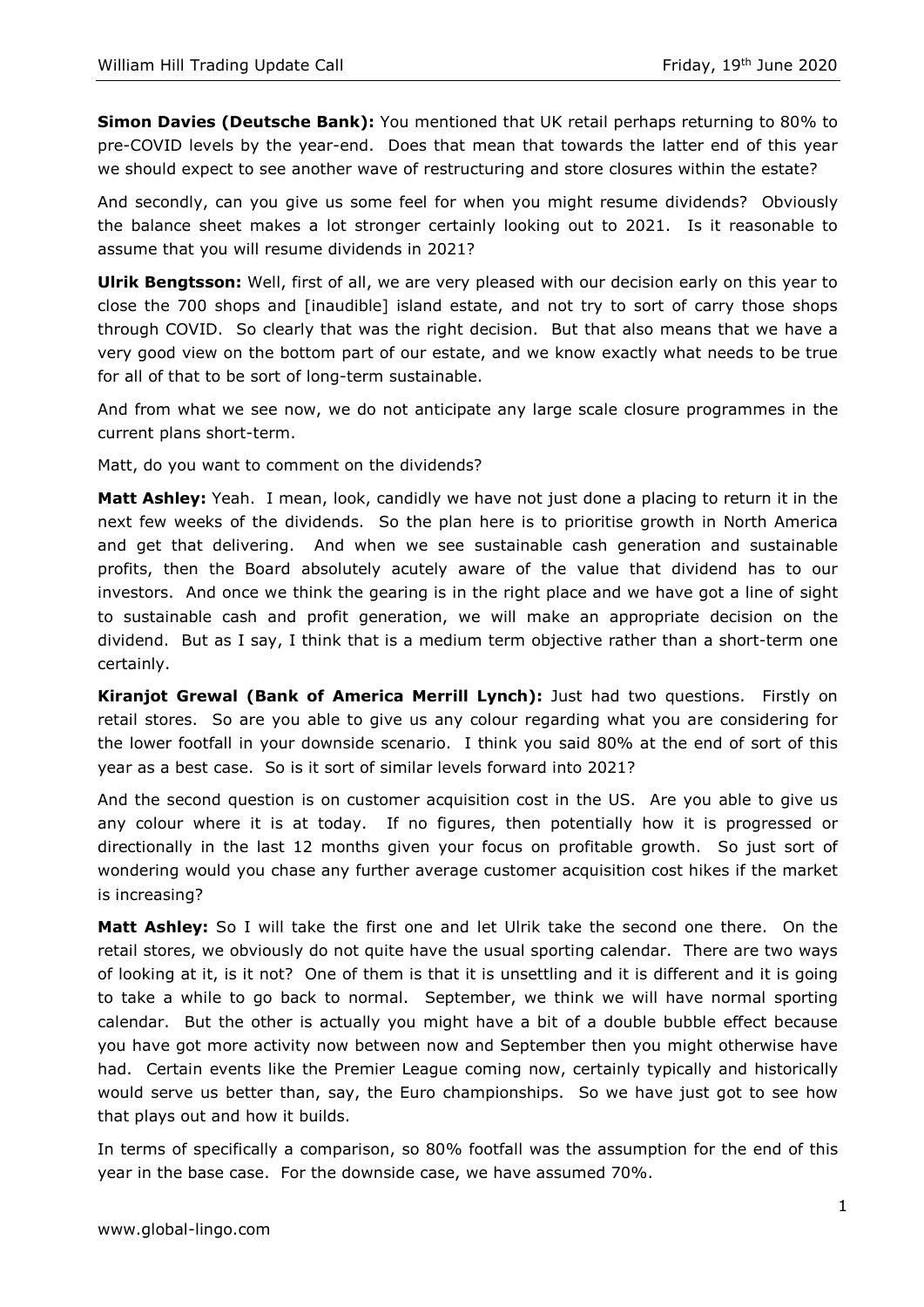**Simon Davies (Deutsche Bank):** You mentioned that UK retail perhaps returning to 80% to pre-COVID levels by the year-end. Does that mean that towards the latter end of this year we should expect to see another wave of restructuring and store closures within the estate?

And secondly, can you give us some feel for when you might resume dividends? Obviously the balance sheet makes a lot stronger certainly looking out to 2021. Is it reasonable to assume that you will resume dividends in 2021?

**Ulrik Bengtsson:** Well, first of all, we are very pleased with our decision early on this year to close the 700 shops and [inaudible] island estate, and not try to sort of carry those shops through COVID. So clearly that was the right decision. But that also means that we have a very good view on the bottom part of our estate, and we know exactly what needs to be true for all of that to be sort of long-term sustainable.

And from what we see now, we do not anticipate any large scale closure programmes in the current plans short-term.

Matt, do you want to comment on the dividends?

**Matt Ashley:** Yeah. I mean, look, candidly we have not just done a placing to return it in the next few weeks of the dividends. So the plan here is to prioritise growth in North America and get that delivering. And when we see sustainable cash generation and sustainable profits, then the Board absolutely acutely aware of the value that dividend has to our investors. And once we think the gearing is in the right place and we have got a line of sight to sustainable cash and profit generation, we will make an appropriate decision on the dividend. But as I say, I think that is a medium term objective rather than a short-term one certainly.

**Kiranjot Grewal (Bank of America Merrill Lynch):** Just had two questions. Firstly on retail stores. So are you able to give us any colour regarding what you are considering for the lower footfall in your downside scenario. I think you said 80% at the end of sort of this year as a best case. So is it sort of similar levels forward into 2021?

And the second question is on customer acquisition cost in the US. Are you able to give us any colour where it is at today. If no figures, then potentially how it is progressed or directionally in the last 12 months given your focus on profitable growth. So just sort of wondering would you chase any further average customer acquisition cost hikes if the market is increasing?

**Matt Ashley:** So I will take the first one and let Ulrik take the second one there. On the retail stores, we obviously do not quite have the usual sporting calendar. There are two ways of looking at it, is it not? One of them is that it is unsettling and it is different and it is going to take a while to go back to normal. September, we think we will have normal sporting calendar. But the other is actually you might have a bit of a double bubble effect because you have got more activity now between now and September then you might otherwise have had. Certain events like the Premier League coming now, certainly typically and historically would serve us better than, say, the Euro championships. So we have just got to see how that plays out and how it builds.

In terms of specifically a comparison, so 80% footfall was the assumption for the end of this year in the base case. For the downside case, we have assumed 70%.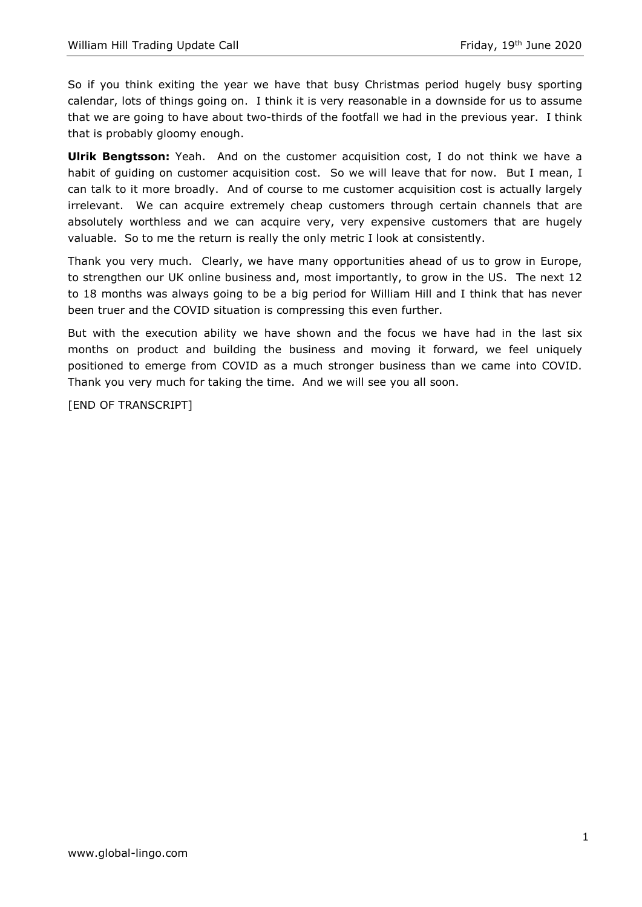So if you think exiting the year we have that busy Christmas period hugely busy sporting calendar, lots of things going on. I think it is very reasonable in a downside for us to assume that we are going to have about two-thirds of the footfall we had in the previous year. I think that is probably gloomy enough.

**Ulrik Bengtsson:** Yeah. And on the customer acquisition cost, I do not think we have a habit of guiding on customer acquisition cost. So we will leave that for now. But I mean, I can talk to it more broadly. And of course to me customer acquisition cost is actually largely irrelevant. We can acquire extremely cheap customers through certain channels that are absolutely worthless and we can acquire very, very expensive customers that are hugely valuable. So to me the return is really the only metric I look at consistently.

Thank you very much. Clearly, we have many opportunities ahead of us to grow in Europe, to strengthen our UK online business and, most importantly, to grow in the US. The next 12 to 18 months was always going to be a big period for William Hill and I think that has never been truer and the COVID situation is compressing this even further.

But with the execution ability we have shown and the focus we have had in the last six months on product and building the business and moving it forward, we feel uniquely positioned to emerge from COVID as a much stronger business than we came into COVID. Thank you very much for taking the time. And we will see you all soon.

[END OF TRANSCRIPT]